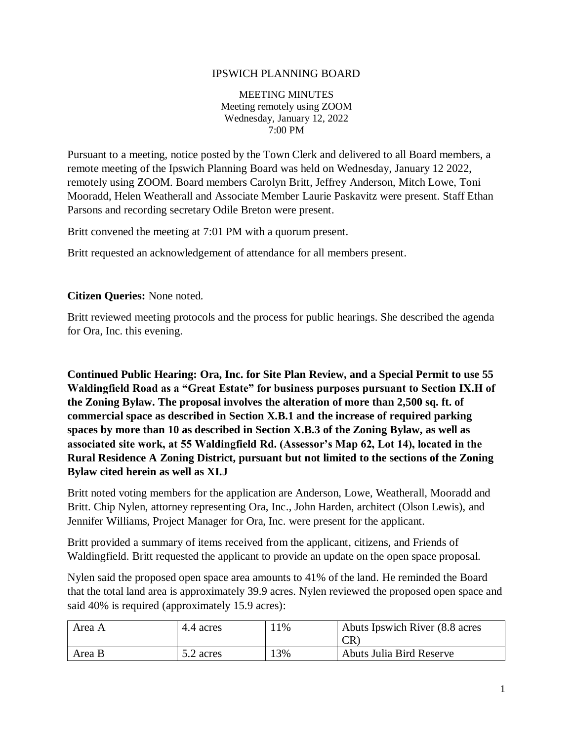# IPSWICH PLANNING BOARD

MEETING MINUTES
Meeting remotely using ZOOM
Wednesday, January 12, 2022
7:00 PM

Pursuant to a meeting, notice posted by the Town Clerk and delivered to all Board members, a remote meeting of the Ipswich Planning Board was held on Wednesday, January 12 2022, remotely using ZOOM. Board members Carolyn Britt, Jeffrey Anderson, Mitch Lowe, Toni Mooradd, Helen Weatherall and Associate Member Laurie Paskavitz were present. Staff Ethan Parsons and recording secretary Odile Breton were present.

Britt convened the meeting at 7:01 PM with a quorum present.

Britt requested an acknowledgement of attendance for all members present.

**Citizen Queries:** None noted.

Britt reviewed meeting protocols and the process for public hearings. She described the agenda for Ora, Inc. this evening.

**Continued Public Hearing: Ora, Inc. for Site Plan Review, and a Special Permit to use 55 Waldingfield Road as a "Great Estate" for business purposes pursuant to Section IX.H of the Zoning Bylaw. The proposal involves the alteration of more than 2,500 sq. ft. of commercial space as described in Section X.B.1 and the increase of required parking spaces by more than 10 as described in Section X.B.3 of the Zoning Bylaw, as well as associated site work, at 55 Waldingfield Rd. (Assessor's Map 62, Lot 14), located in the Rural Residence A Zoning District, pursuant but not limited to the sections of the Zoning Bylaw cited herein as well as XI.J**

Britt noted voting members for the application are Anderson, Lowe, Weatherall, Mooradd and Britt. Chip Nylen, attorney representing Ora, Inc., John Harden, architect (Olson Lewis), and Jennifer Williams, Project Manager for Ora, Inc. were present for the applicant.

Britt provided a summary of items received from the applicant, citizens, and Friends of Waldingfield. Britt requested the applicant to provide an update on the open space proposal.

Nylen said the proposed open space area amounts to 41% of the land. He reminded the Board that the total land area is approximately 39.9 acres. Nylen reviewed the proposed open space and said 40% is required (approximately 15.9 acres):

| Area A | 4.4 acres | 11% | Abuts Ipswich River (8.8 acres CR) |
|---|---|---|---|
| Area B | 5.2 acres | 13% | Abuts Julia Bird Reserve |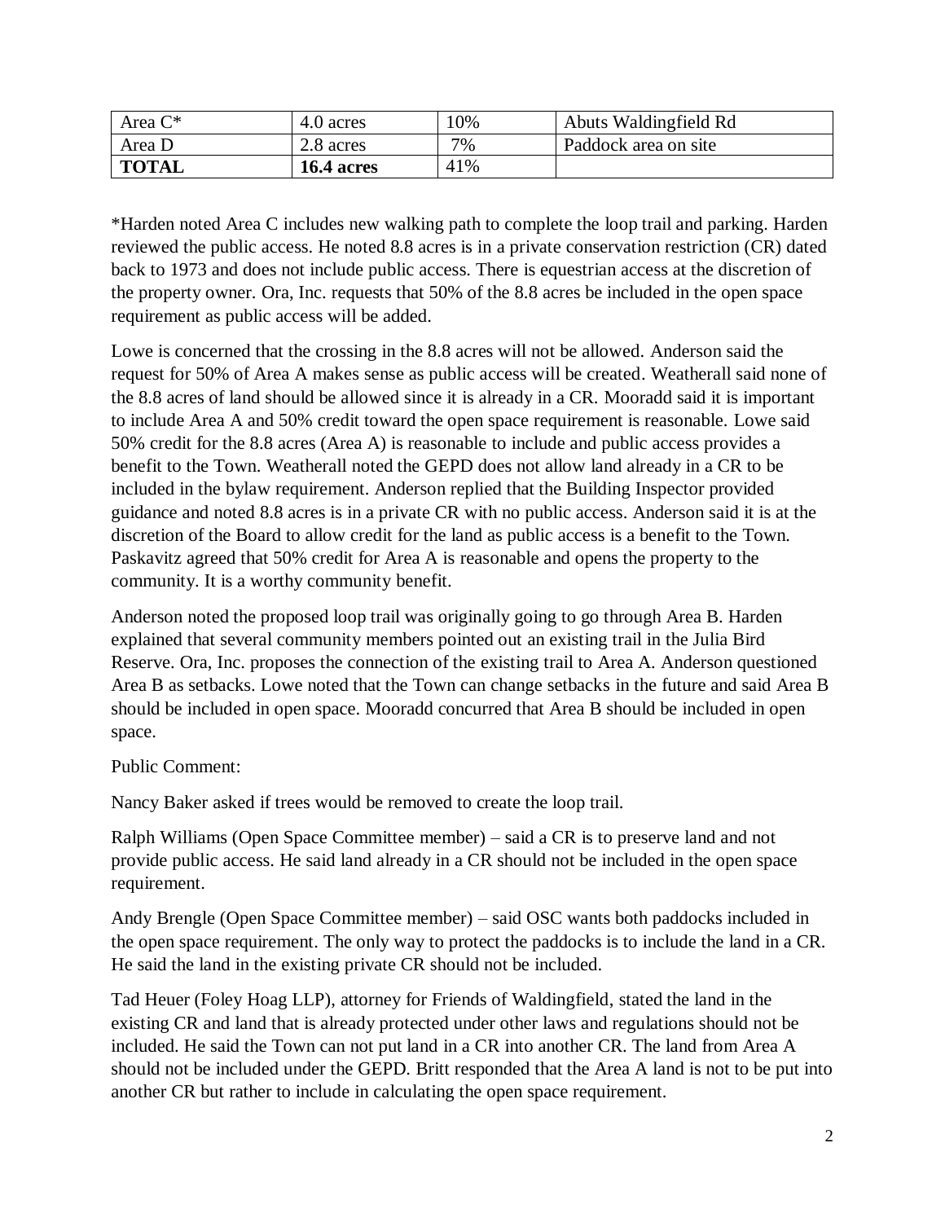| Area C* | 4.0 acres | 10% | Abuts Waldingfield Rd |
|---|---|---|---|
| Area D | 2.8 acres | 7% | Paddock area on site |
| **TOTAL** | **16.4 acres** | 41% | |

*Harden noted Area C includes new walking path to complete the loop trail and parking. Harden reviewed the public access. He noted 8.8 acres is in a private conservation restriction (CR) dated back to 1973 and does not include public access. There is equestrian access at the discretion of the property owner. Ora, Inc. requests that 50% of the 8.8 acres be included in the open space requirement as public access will be added.

Lowe is concerned that the crossing in the 8.8 acres will not be allowed. Anderson said the request for 50% of Area A makes sense as public access will be created. Weatherall said none of the 8.8 acres of land should be allowed since it is already in a CR. Mooradd said it is important to include Area A and 50% credit toward the open space requirement is reasonable. Lowe said 50% credit for the 8.8 acres (Area A) is reasonable to include and public access provides a benefit to the Town. Weatherall noted the GEPD does not allow land already in a CR to be included in the bylaw requirement. Anderson replied that the Building Inspector provided guidance and noted 8.8 acres is in a private CR with no public access. Anderson said it is at the discretion of the Board to allow credit for the land as public access is a benefit to the Town. Paskavitz agreed that 50% credit for Area A is reasonable and opens the property to the community. It is a worthy community benefit.

Anderson noted the proposed loop trail was originally going to go through Area B. Harden explained that several community members pointed out an existing trail in the Julia Bird Reserve. Ora, Inc. proposes the connection of the existing trail to Area A. Anderson questioned Area B as setbacks. Lowe noted that the Town can change setbacks in the future and said Area B should be included in open space. Mooradd concurred that Area B should be included in open space.

Public Comment:

Nancy Baker asked if trees would be removed to create the loop trail.

Ralph Williams (Open Space Committee member) – said a CR is to preserve land and not provide public access. He said land already in a CR should not be included in the open space requirement.

Andy Brengle (Open Space Committee member) – said OSC wants both paddocks included in the open space requirement. The only way to protect the paddocks is to include the land in a CR. He said the land in the existing private CR should not be included.

Tad Heuer (Foley Hoag LLP), attorney for Friends of Waldingfield, stated the land in the existing CR and land that is already protected under other laws and regulations should not be included. He said the Town can not put land in a CR into another CR. The land from Area A should not be included under the GEPD. Britt responded that the Area A land is not to be put into another CR but rather to include in calculating the open space requirement.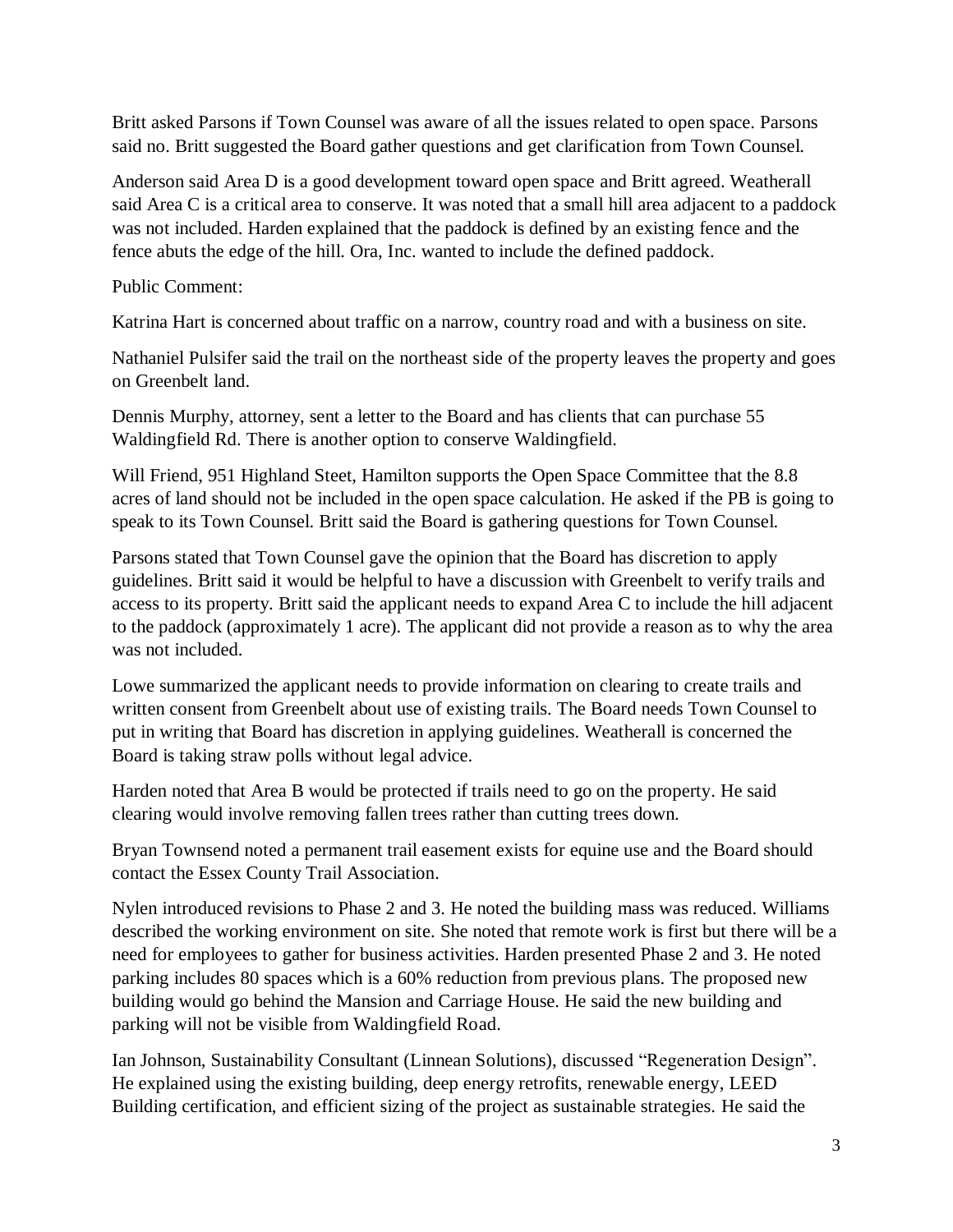Britt asked Parsons if Town Counsel was aware of all the issues related to open space. Parsons said no. Britt suggested the Board gather questions and get clarification from Town Counsel.

Anderson said Area D is a good development toward open space and Britt agreed. Weatherall said Area C is a critical area to conserve. It was noted that a small hill area adjacent to a paddock was not included. Harden explained that the paddock is defined by an existing fence and the fence abuts the edge of the hill. Ora, Inc. wanted to include the defined paddock.

Public Comment:

Katrina Hart is concerned about traffic on a narrow, country road and with a business on site.

Nathaniel Pulsifer said the trail on the northeast side of the property leaves the property and goes on Greenbelt land.

Dennis Murphy, attorney, sent a letter to the Board and has clients that can purchase 55 Waldingfield Rd. There is another option to conserve Waldingfield.

Will Friend, 951 Highland Steet, Hamilton supports the Open Space Committee that the 8.8 acres of land should not be included in the open space calculation. He asked if the PB is going to speak to its Town Counsel. Britt said the Board is gathering questions for Town Counsel.

Parsons stated that Town Counsel gave the opinion that the Board has discretion to apply guidelines. Britt said it would be helpful to have a discussion with Greenbelt to verify trails and access to its property. Britt said the applicant needs to expand Area C to include the hill adjacent to the paddock (approximately 1 acre). The applicant did not provide a reason as to why the area was not included.

Lowe summarized the applicant needs to provide information on clearing to create trails and written consent from Greenbelt about use of existing trails. The Board needs Town Counsel to put in writing that Board has discretion in applying guidelines. Weatherall is concerned the Board is taking straw polls without legal advice.

Harden noted that Area B would be protected if trails need to go on the property. He said clearing would involve removing fallen trees rather than cutting trees down.

Bryan Townsend noted a permanent trail easement exists for equine use and the Board should contact the Essex County Trail Association.

Nylen introduced revisions to Phase 2 and 3. He noted the building mass was reduced. Williams described the working environment on site. She noted that remote work is first but there will be a need for employees to gather for business activities. Harden presented Phase 2 and 3. He noted parking includes 80 spaces which is a 60% reduction from previous plans. The proposed new building would go behind the Mansion and Carriage House. He said the new building and parking will not be visible from Waldingfield Road.

Ian Johnson, Sustainability Consultant (Linnean Solutions), discussed "Regeneration Design". He explained using the existing building, deep energy retrofits, renewable energy, LEED Building certification, and efficient sizing of the project as sustainable strategies. He said the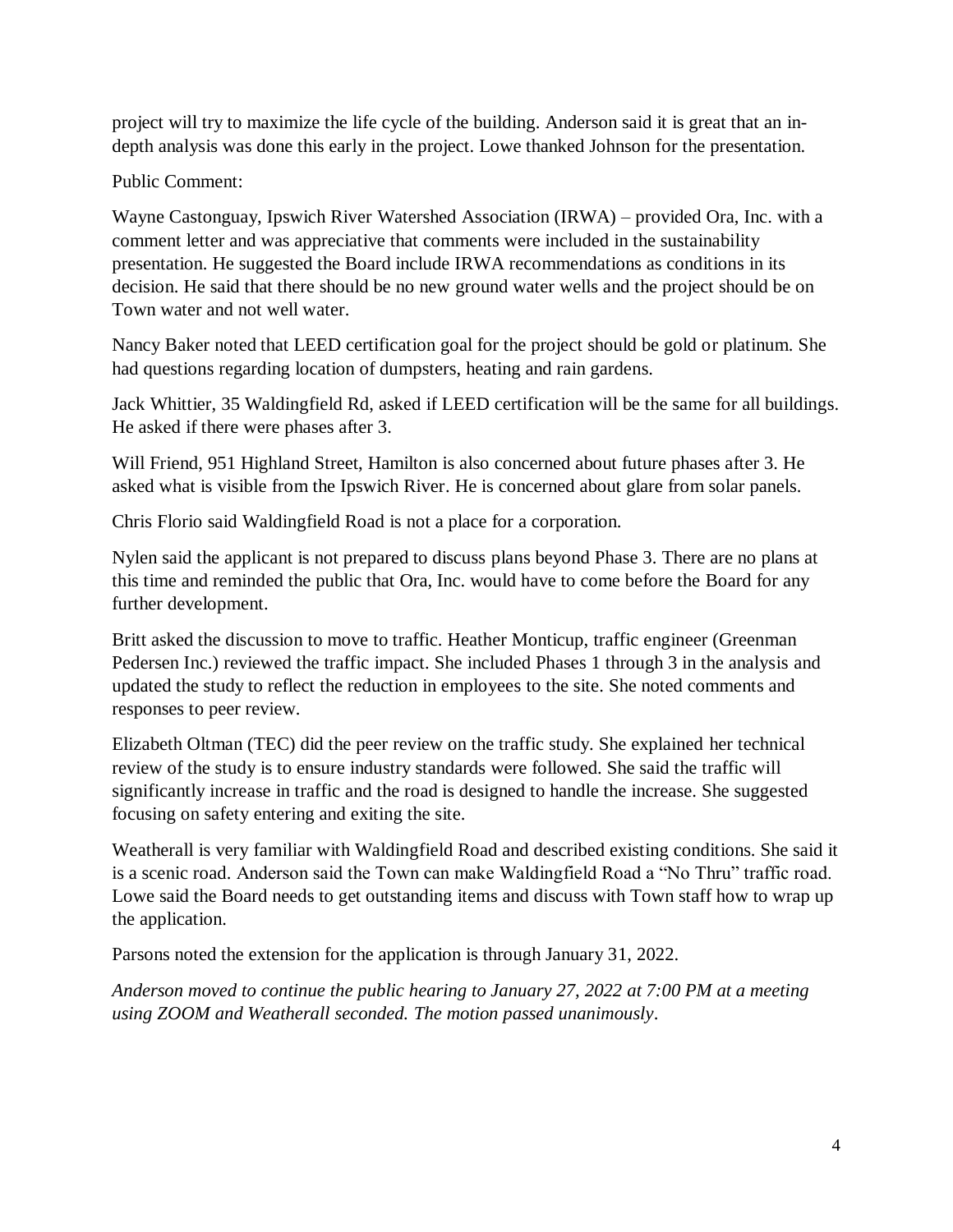project will try to maximize the life cycle of the building. Anderson said it is great that an in-depth analysis was done this early in the project. Lowe thanked Johnson for the presentation.

Public Comment:

Wayne Castonguay, Ipswich River Watershed Association (IRWA) – provided Ora, Inc. with a comment letter and was appreciative that comments were included in the sustainability presentation. He suggested the Board include IRWA recommendations as conditions in its decision. He said that there should be no new ground water wells and the project should be on Town water and not well water.

Nancy Baker noted that LEED certification goal for the project should be gold or platinum. She had questions regarding location of dumpsters, heating and rain gardens.

Jack Whittier, 35 Waldingfield Rd, asked if LEED certification will be the same for all buildings. He asked if there were phases after 3.

Will Friend, 951 Highland Street, Hamilton is also concerned about future phases after 3. He asked what is visible from the Ipswich River. He is concerned about glare from solar panels.

Chris Florio said Waldingfield Road is not a place for a corporation.

Nylen said the applicant is not prepared to discuss plans beyond Phase 3. There are no plans at this time and reminded the public that Ora, Inc. would have to come before the Board for any further development.

Britt asked the discussion to move to traffic. Heather Monticup, traffic engineer (Greenman Pedersen Inc.) reviewed the traffic impact. She included Phases 1 through 3 in the analysis and updated the study to reflect the reduction in employees to the site. She noted comments and responses to peer review.

Elizabeth Oltman (TEC) did the peer review on the traffic study. She explained her technical review of the study is to ensure industry standards were followed. She said the traffic will significantly increase in traffic and the road is designed to handle the increase. She suggested focusing on safety entering and exiting the site.

Weatherall is very familiar with Waldingfield Road and described existing conditions. She said it is a scenic road. Anderson said the Town can make Waldingfield Road a "No Thru" traffic road. Lowe said the Board needs to get outstanding items and discuss with Town staff how to wrap up the application.

Parsons noted the extension for the application is through January 31, 2022.

*Anderson moved to continue the public hearing to January 27, 2022 at 7:00 PM at a meeting using ZOOM and Weatherall seconded. The motion passed unanimously*.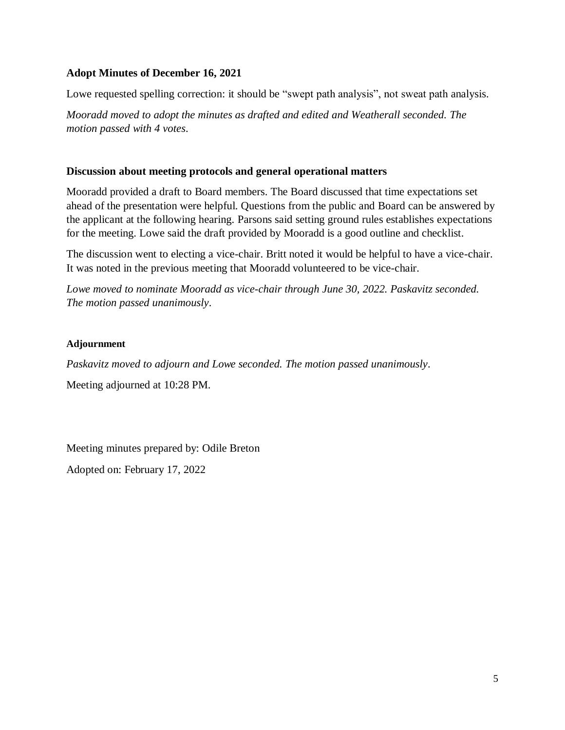### Adopt Minutes of December 16, 2021

Lowe requested spelling correction: it should be "swept path analysis", not sweat path analysis.

*Mooradd moved to adopt the minutes as drafted and edited and Weatherall seconded. The motion passed with 4 votes*.

### Discussion about meeting protocols and general operational matters

Mooradd provided a draft to Board members. The Board discussed that time expectations set ahead of the presentation were helpful. Questions from the public and Board can be answered by the applicant at the following hearing. Parsons said setting ground rules establishes expectations for the meeting. Lowe said the draft provided by Mooradd is a good outline and checklist.

The discussion went to electing a vice-chair. Britt noted it would be helpful to have a vice-chair. It was noted in the previous meeting that Mooradd volunteered to be vice-chair.

*Lowe moved to nominate Mooradd as vice-chair through June 30, 2022. Paskavitz seconded. The motion passed unanimously*.

#### Adjournment

*Paskavitz moved to adjourn and Lowe seconded. The motion passed unanimously*.

Meeting adjourned at 10:28 PM.

Meeting minutes prepared by: Odile Breton

Adopted on: February 17, 2022